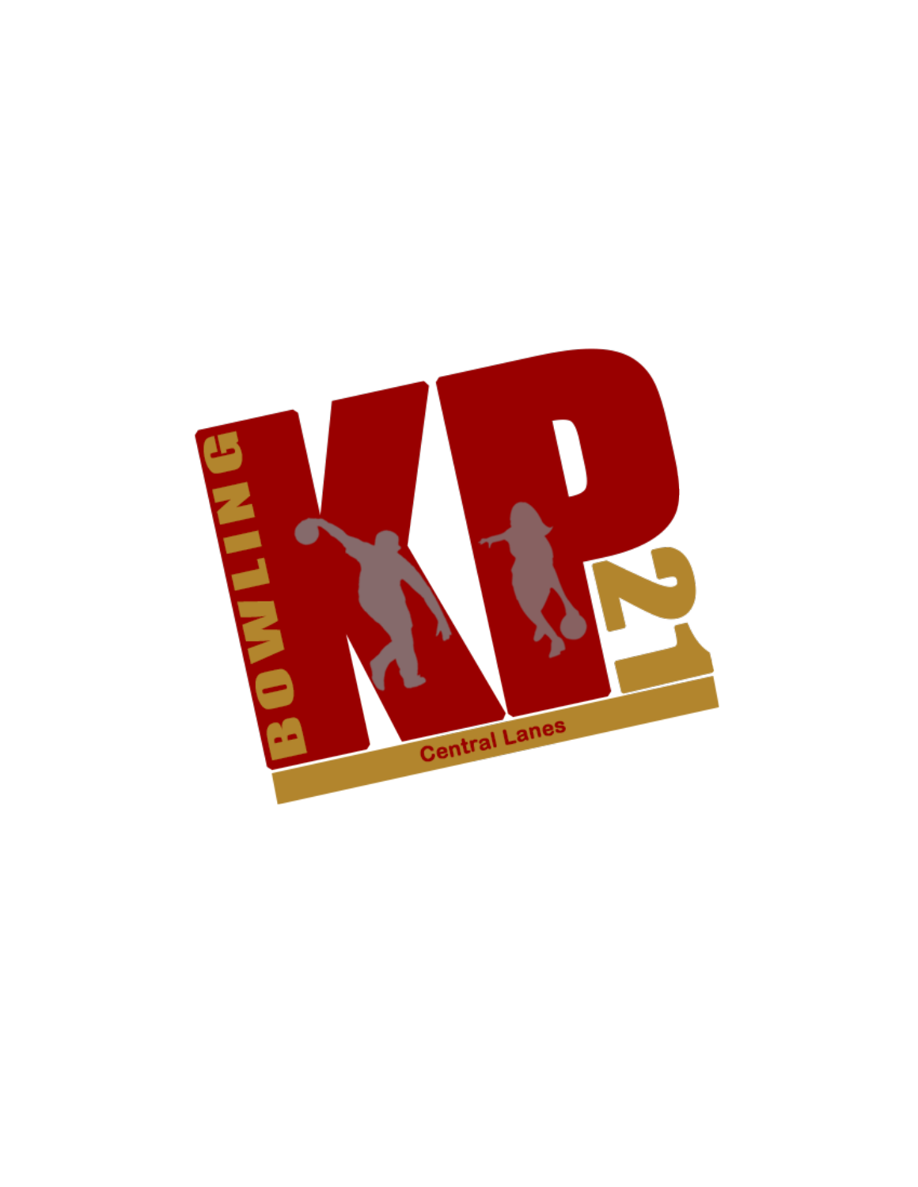BOWLING

KP

21

Central Lanes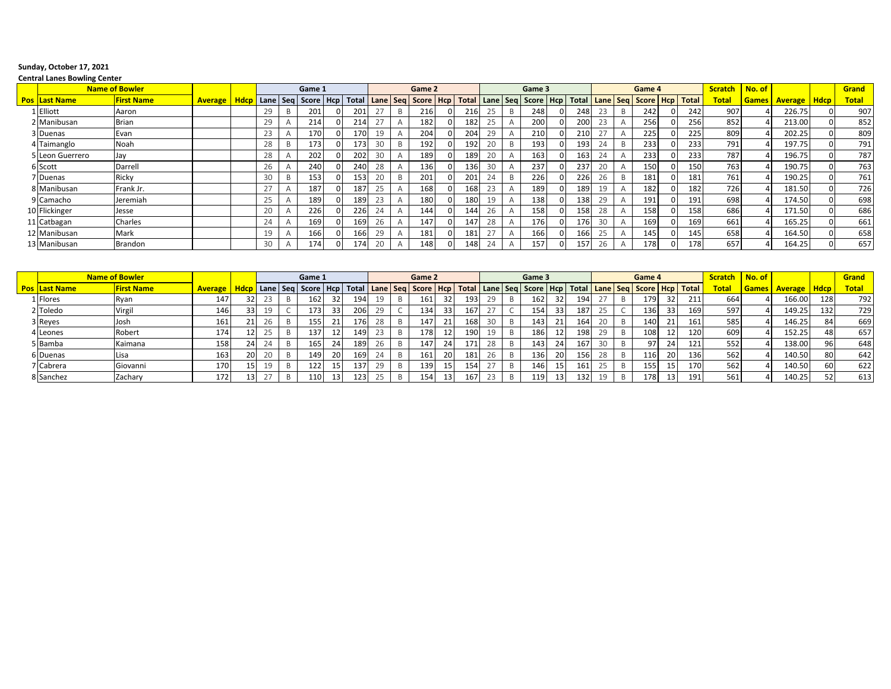**Sunday, October 17, 2021**

**Central Lanes Bowling Center**

| | Name of Bowler | | | | Game 1 | | | | | Game 2 | | | | | Game 3 | | | | | Game 4 | | | | | Scratch | No. of | | | Grand |
|---|---|---|---|---|---|---|---|---|---|---|---|---|---|---|---|---|---|---|---|---|---|---|---|---|---|---|---|---|---|
| Pos | Last Name | First Name | Average | Hdcp | Lane | Seq | Score | Hcp | Total | Lane | Seq | Score | Hcp | Total | Lane | Seq | Score | Hcp | Total | Lane | Seq | Score | Hcp | Total | Total | Games | Average | Hdcp | Total |
| 1 | Elliott | Aaron | | | 29 | B | 201 | 0 | 201 | 27 | B | 216 | 0 | 216 | 25 | B | 248 | 0 | 248 | 23 | B | 242 | 0 | 242 | 907 | 4 | 226.75 | 0 | 907 |
| 2 | Manibusan | Brian | | | 29 | A | 214 | 0 | 214 | 27 | A | 182 | 0 | 182 | 25 | A | 200 | 0 | 200 | 23 | A | 256 | 0 | 256 | 852 | 4 | 213.00 | 0 | 852 |
| 3 | Duenas | Evan | | | 23 | A | 170 | 0 | 170 | 19 | A | 204 | 0 | 204 | 29 | A | 210 | 0 | 210 | 27 | A | 225 | 0 | 225 | 809 | 4 | 202.25 | 0 | 809 |
| 4 | Taimanglo | Noah | | | 28 | B | 173 | 0 | 173 | 30 | B | 192 | 0 | 192 | 20 | B | 193 | 0 | 193 | 24 | B | 233 | 0 | 233 | 791 | 4 | 197.75 | 0 | 791 |
| 5 | Leon Guerrero | Jay | | | 28 | A | 202 | 0 | 202 | 30 | A | 189 | 0 | 189 | 20 | A | 163 | 0 | 163 | 24 | A | 233 | 0 | 233 | 787 | 4 | 196.75 | 0 | 787 |
| 6 | Scott | Darrell | | | 26 | A | 240 | 0 | 240 | 28 | A | 136 | 0 | 136 | 30 | A | 237 | 0 | 237 | 20 | A | 150 | 0 | 150 | 763 | 4 | 190.75 | 0 | 763 |
| 7 | Duenas | Ricky | | | 30 | B | 153 | 0 | 153 | 20 | B | 201 | 0 | 201 | 24 | B | 226 | 0 | 226 | 26 | B | 181 | 0 | 181 | 761 | 4 | 190.25 | 0 | 761 |
| 8 | Manibusan | Frank Jr. | | | 27 | A | 187 | 0 | 187 | 25 | A | 168 | 0 | 168 | 23 | A | 189 | 0 | 189 | 19 | A | 182 | 0 | 182 | 726 | 4 | 181.50 | 0 | 726 |
| 9 | Camacho | Jeremiah | | | 25 | A | 189 | 0 | 189 | 23 | A | 180 | 0 | 180 | 19 | A | 138 | 0 | 138 | 29 | A | 191 | 0 | 191 | 698 | 4 | 174.50 | 0 | 698 |
| 10 | Flickinger | Jesse | | | 20 | A | 226 | 0 | 226 | 24 | A | 144 | 0 | 144 | 26 | A | 158 | 0 | 158 | 28 | A | 158 | 0 | 158 | 686 | 4 | 171.50 | 0 | 686 |
| 11 | Catbagan | Charles | | | 24 | A | 169 | 0 | 169 | 26 | A | 147 | 0 | 147 | 28 | A | 176 | 0 | 176 | 30 | A | 169 | 0 | 169 | 661 | 4 | 165.25 | 0 | 661 |
| 12 | Manibusan | Mark | | | 19 | A | 166 | 0 | 166 | 29 | A | 181 | 0 | 181 | 27 | A | 166 | 0 | 166 | 25 | A | 145 | 0 | 145 | 658 | 4 | 164.50 | 0 | 658 |
| 13 | Manibusan | Brandon | | | 30 | A | 174 | 0 | 174 | 20 | A | 148 | 0 | 148 | 24 | A | 157 | 0 | 157 | 26 | A | 178 | 0 | 178 | 657 | 4 | 164.25 | 0 | 657 |

| | Name of Bowler | | | | Game 1 | | | | | Game 2 | | | | | Game 3 | | | | | Game 4 | | | | | Scratch | No. of | | | Grand |
|---|---|---|---|---|---|---|---|---|---|---|---|---|---|---|---|---|---|---|---|---|---|---|---|---|---|---|---|---|---|
| Pos | Last Name | First Name | Average | Hdcp | Lane | Seq | Score | Hcp | Total | Lane | Seq | Score | Hcp | Total | Lane | Seq | Score | Hcp | Total | Lane | Seq | Score | Hcp | Total | Total | Games | Average | Hdcp | Total |
| 1 | Flores | Ryan | 147 | 32 | 23 | B | 162 | 32 | 194 | 19 | B | 161 | 32 | 193 | 29 | B | 162 | 32 | 194 | 27 | B | 179 | 32 | 211 | 664 | 4 | 166.00 | 128 | 792 |
| 2 | Toledo | Virgil | 146 | 33 | 19 | C | 173 | 33 | 206 | 29 | C | 134 | 33 | 167 | 27 | C | 154 | 33 | 187 | 25 | C | 136 | 33 | 169 | 597 | 4 | 149.25 | 132 | 729 |
| 3 | Reyes | Josh | 161 | 21 | 26 | B | 155 | 21 | 176 | 28 | B | 147 | 21 | 168 | 30 | B | 143 | 21 | 164 | 20 | B | 140 | 21 | 161 | 585 | 4 | 146.25 | 84 | 669 |
| 4 | Leones | Robert | 174 | 12 | 25 | B | 137 | 12 | 149 | 23 | B | 178 | 12 | 190 | 19 | B | 186 | 12 | 198 | 29 | B | 108 | 12 | 120 | 609 | 4 | 152.25 | 48 | 657 |
| 5 | Bamba | Kaimana | 158 | 24 | 24 | B | 165 | 24 | 189 | 26 | B | 147 | 24 | 171 | 28 | B | 143 | 24 | 167 | 30 | B | 97 | 24 | 121 | 552 | 4 | 138.00 | 96 | 648 |
| 6 | Duenas | Lisa | 163 | 20 | 20 | B | 149 | 20 | 169 | 24 | B | 161 | 20 | 181 | 26 | B | 136 | 20 | 156 | 28 | B | 116 | 20 | 136 | 562 | 4 | 140.50 | 80 | 642 |
| 7 | Cabrera | Giovanni | 170 | 15 | 19 | B | 122 | 15 | 137 | 29 | B | 139 | 15 | 154 | 27 | B | 146 | 15 | 161 | 25 | B | 155 | 15 | 170 | 562 | 4 | 140.50 | 60 | 622 |
| 8 | Sanchez | Zachary | 172 | 13 | 27 | B | 110 | 13 | 123 | 25 | B | 154 | 13 | 167 | 23 | B | 119 | 13 | 132 | 19 | B | 178 | 13 | 191 | 561 | 4 | 140.25 | 52 | 613 |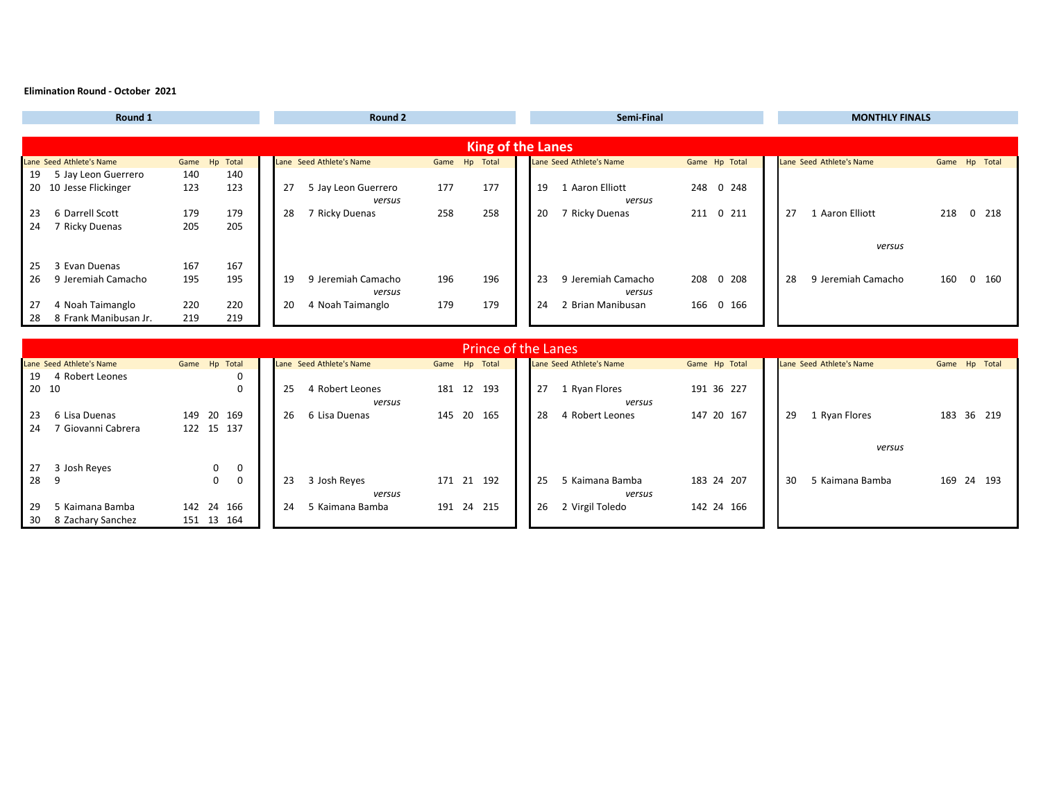**Elimination Round - October 2021**

# King of the Lanes

## Round 1

| Lane | Seed | Athlete's Name | Game | Hp | Total |
|---|---|---|---|---|---|
| 19 | 5 | Jay Leon Guerrero | 140 | | 140 |
| 20 | 10 | Jesse Flickinger | 123 | | 123 |
| 23 | 6 | Darrell Scott | 179 | | 179 |
| 24 | 7 | Ricky Duenas | 205 | | 205 |
| 25 | 3 | Evan Duenas | 167 | | 167 |
| 26 | 9 | Jeremiah Camacho | 195 | | 195 |
| 27 | 4 | Noah Taimanglo | 220 | | 220 |
| 28 | 8 | Frank Manibusan Jr. | 219 | | 219 |

## Round 2

| Lane | Seed | Athlete's Name | Game | Hp | Total |
|---|---|---|---|---|---|
| 27 | 5 | Jay Leon Guerrero | 177 | | 177 |
| | | *versus* | | | |
| 28 | 7 | Ricky Duenas | 258 | | 258 |
| 19 | 9 | Jeremiah Camacho | 196 | | 196 |
| | | *versus* | | | |
| 20 | 4 | Noah Taimanglo | 179 | | 179 |

## Semi-Final

| Lane | Seed | Athlete's Name | Game | Hp | Total |
|---|---|---|---|---|---|
| 19 | 1 | Aaron Elliott | 248 | 0 | 248 |
| | | *versus* | | | |
| 20 | 7 | Ricky Duenas | 211 | 0 | 211 |
| 23 | 9 | Jeremiah Camacho | 208 | 0 | 208 |
| | | *versus* | | | |
| 24 | 2 | Brian Manibusan | 166 | 0 | 166 |

## MONTHLY FINALS

| Lane | Seed | Athlete's Name | Game | Hp | Total |
|---|---|---|---|---|---|
| 27 | 1 | Aaron Elliott | 218 | 0 | 218 |
| | | *versus* | | | |
| 28 | 9 | Jeremiah Camacho | 160 | 0 | 160 |

# Prince of the Lanes

## Round 1

| Lane | Seed | Athlete's Name | Game | Hp | Total |
|---|---|---|---|---|---|
| 19 | 4 | Robert Leones | | | 0 |
| 20 | 10 | | | | 0 |
| 23 | 6 | Lisa Duenas | 149 | 20 | 169 |
| 24 | 7 | Giovanni Cabrera | 122 | 15 | 137 |
| 27 | 3 | Josh Reyes | | 0 | 0 |
| 28 | 9 | | | 0 | 0 |
| 29 | 5 | Kaimana Bamba | 142 | 24 | 166 |
| 30 | 8 | Zachary Sanchez | 151 | 13 | 164 |

## Round 2

| Lane | Seed | Athlete's Name | Game | Hp | Total |
|---|---|---|---|---|---|
| 25 | 4 | Robert Leones | 181 | 12 | 193 |
| | | *versus* | | | |
| 26 | 6 | Lisa Duenas | 145 | 20 | 165 |
| 23 | 3 | Josh Reyes | 171 | 21 | 192 |
| | | *versus* | | | |
| 24 | 5 | Kaimana Bamba | 191 | 24 | 215 |

## Semi-Final

| Lane | Seed | Athlete's Name | Game | Hp | Total |
|---|---|---|---|---|---|
| 27 | 1 | Ryan Flores | 191 | 36 | 227 |
| | | *versus* | | | |
| 28 | 4 | Robert Leones | 147 | 20 | 167 |
| 25 | 5 | Kaimana Bamba | 183 | 24 | 207 |
| | | *versus* | | | |
| 26 | 2 | Virgil Toledo | 142 | 24 | 166 |

## MONTHLY FINALS

| Lane | Seed | Athlete's Name | Game | Hp | Total |
|---|---|---|---|---|---|
| 29 | 1 | Ryan Flores | 183 | 36 | 219 |
| | | *versus* | | | |
| 30 | 5 | Kaimana Bamba | 169 | 24 | 193 |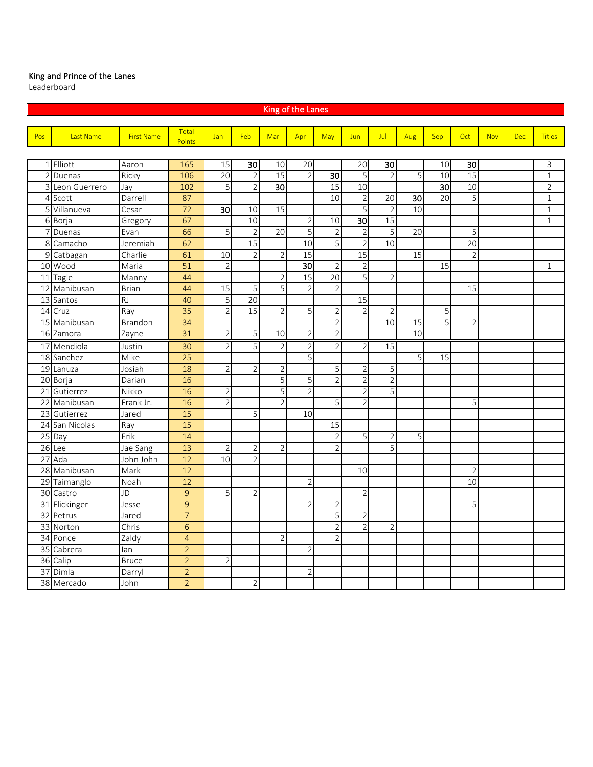King and Prince of the Lanes

Leaderboard

## King of the Lanes

| Pos | Last Name | First Name | Total Points | Jan | Feb | Mar | Apr | May | Jun | Jul | Aug | Sep | Oct | Nov | Dec | Titles |
|---|---|---|---|---|---|---|---|---|---|---|---|---|---|---|---|---|
| 1 | Elliott | Aaron | 165 | 15 | **30** | 10 | 20 | | 20 | **30** | | 10 | **30** | | | 3 |
| 2 | Duenas | Ricky | 106 | 20 | 2 | 15 | 2 | **30** | 5 | 2 | 5 | 10 | 15 | | | 1 |
| 3 | Leon Guerrero | Jay | 102 | 5 | 2 | **30** | | 15 | 10 | | | **30** | 10 | | | 2 |
| 4 | Scott | Darrell | 87 | | | | | 10 | 2 | 20 | **30** | 20 | 5 | | | 1 |
| 5 | Villanueva | Cesar | 72 | **30** | 10 | 15 | | | 5 | 2 | 10 | | | | | 1 |
| 6 | Borja | Gregory | 67 | | 10 | | 2 | 10 | **30** | 15 | | | | | | 1 |
| 7 | Duenas | Evan | 66 | 5 | 2 | 20 | 5 | 2 | 2 | 5 | 20 | | 5 | | | |
| 8 | Camacho | Jeremiah | 62 | | 15 | | 10 | 5 | 2 | 10 | | | 20 | | | |
| 9 | Catbagan | Charlie | 61 | 10 | 2 | 2 | 15 | | 15 | | 15 | | 2 | | | |
| 10 | Wood | Maria | 51 | 2 | | | **30** | 2 | 2 | | | 15 | | | | 1 |
| 11 | Tagle | Manny | 44 | | | 2 | 15 | 20 | 5 | 2 | | | | | | |
| 12 | Manibusan | Brian | 44 | 15 | 5 | 5 | 2 | 2 | | | | | 15 | | | |
| 13 | Santos | RJ | 40 | 5 | 20 | | | | 15 | | | | | | | |
| 14 | Cruz | Ray | 35 | 2 | 15 | 2 | 5 | 2 | 2 | 2 | | 5 | | | | |
| 15 | Manibusan | Brandon | 34 | | | | | 2 | | 10 | 15 | 5 | 2 | | | |
| 16 | Zamora | Zayne | 31 | 2 | 5 | 10 | 2 | 2 | | | 10 | | | | | |
| 17 | Mendiola | Justin | 30 | 2 | 5 | 2 | 2 | 2 | 2 | 15 | | | | | | |
| 18 | Sanchez | Mike | 25 | | | | 5 | | | | 5 | 15 | | | | |
| 19 | Lanuza | Josiah | 18 | 2 | 2 | 2 | | 5 | 2 | 5 | | | | | | |
| 20 | Borja | Darian | 16 | | | 5 | 5 | 2 | 2 | 2 | | | | | | |
| 21 | Gutierrez | Nikko | 16 | 2 | | 5 | 2 | | 2 | 5 | | | | | | |
| 22 | Manibusan | Frank Jr. | 16 | 2 | | 2 | | 5 | 2 | | | | 5 | | | |
| 23 | Gutierrez | Jared | 15 | | 5 | | 10 | | | | | | | | | |
| 24 | San Nicolas | Ray | 15 | | | | | 15 | | | | | | | | |
| 25 | Day | Erik | 14 | | | | | 2 | 5 | 2 | 5 | | | | | |
| 26 | Lee | Jae Sang | 13 | 2 | 2 | 2 | | 2 | | 5 | | | | | | |
| 27 | Ada | John John | 12 | 10 | 2 | | | | | | | | | | | |
| 28 | Manibusan | Mark | 12 | | | | | | 10 | | | | 2 | | | |
| 29 | Taimanglo | Noah | 12 | | | | 2 | | | | | | 10 | | | |
| 30 | Castro | JD | 9 | 5 | 2 | | | | 2 | | | | | | | |
| 31 | Flickinger | Jesse | 9 | | | | 2 | 2 | | | | | 5 | | | |
| 32 | Petrus | Jared | 7 | | | | | 5 | 2 | | | | | | | |
| 33 | Norton | Chris | 6 | | | | | 2 | 2 | 2 | | | | | | |
| 34 | Ponce | Zaldy | 4 | | | 2 | | 2 | | | | | | | | |
| 35 | Cabrera | Ian | 2 | | | | 2 | | | | | | | | | |
| 36 | Calip | Bruce | 2 | 2 | | | | | | | | | | | | |
| 37 | Dimla | Darryl | 2 | | | | 2 | | | | | | | | | |
| 38 | Mercado | John | 2 | | 2 | | | | | | | | | | | |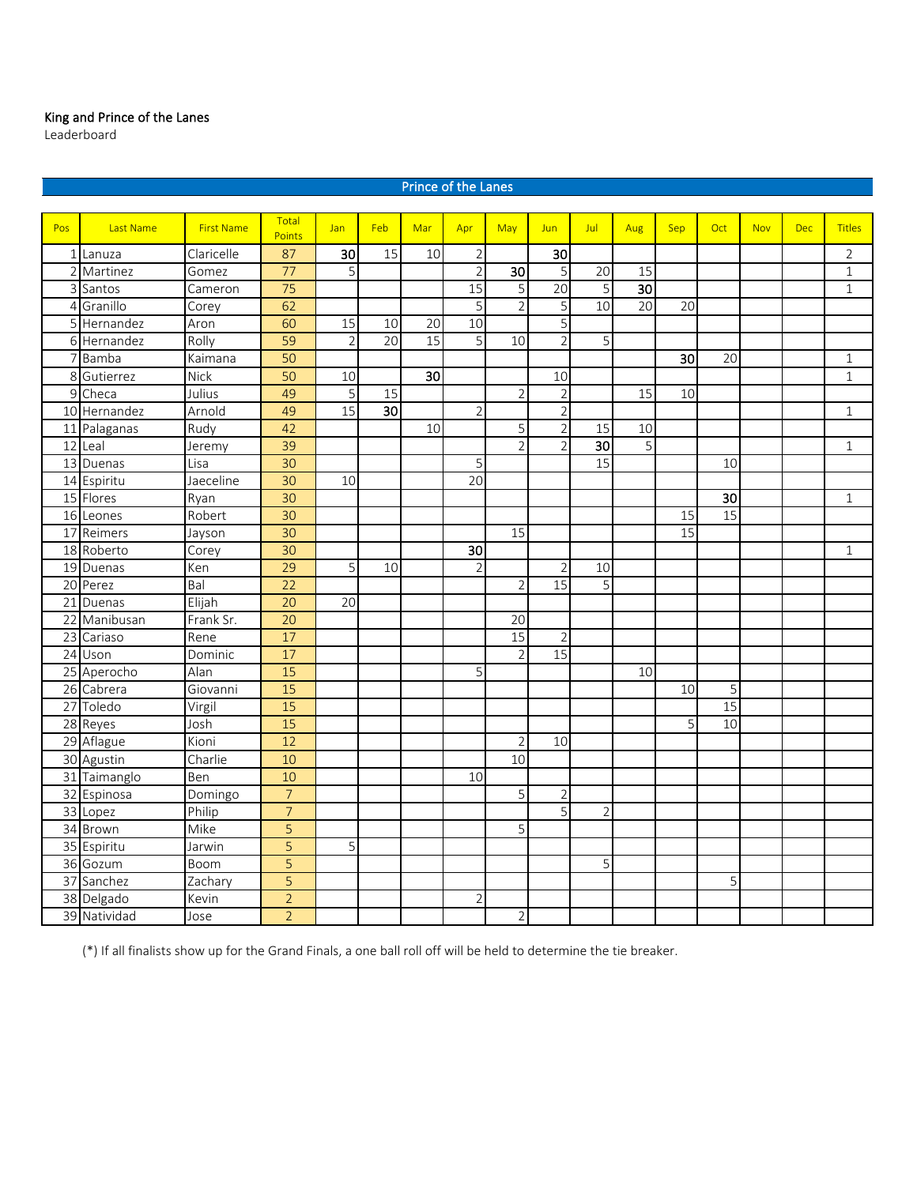King and Prince of the Lanes

Leaderboard

## Prince of the Lanes

| Pos | Last Name | First Name | Total Points | Jan | Feb | Mar | Apr | May | Jun | Jul | Aug | Sep | Oct | Nov | Dec | Titles |
|---|---|---|---|---|---|---|---|---|---|---|---|---|---|---|---|---|
| 1 | Lanuza | Claricelle | 87 | **30** | 15 | 10 | 2 | | **30** | | | | | | | 2 |
| 2 | Martinez | Gomez | 77 | 5 | | | 2 | **30** | 5 | 20 | 15 | | | | | 1 |
| 3 | Santos | Cameron | 75 | | | | 15 | 5 | 20 | 5 | **30** | | | | | 1 |
| 4 | Granillo | Corey | 62 | | | | 5 | 2 | 5 | 10 | 20 | 20 | | | | |
| 5 | Hernandez | Aron | 60 | 15 | 10 | 20 | 10 | | 5 | | | | | | | |
| 6 | Hernandez | Rolly | 59 | 2 | 20 | 15 | 5 | 10 | 2 | 5 | | | | | | |
| 7 | Bamba | Kaimana | 50 | | | | | | | | | **30** | 20 | | | 1 |
| 8 | Gutierrez | Nick | 50 | 10 | | **30** | | | 10 | | | | | | | 1 |
| 9 | Checa | Julius | 49 | 5 | 15 | | | 2 | 2 | | 15 | 10 | | | | |
| 10 | Hernandez | Arnold | 49 | 15 | **30** | | 2 | | 2 | | | | | | | 1 |
| 11 | Palaganas | Rudy | 42 | | | 10 | | 5 | 2 | 15 | 10 | | | | | |
| 12 | Leal | Jeremy | 39 | | | | | 2 | 2 | **30** | 5 | | | | | 1 |
| 13 | Duenas | Lisa | 30 | | | | 5 | | | 15 | | | 10 | | | |
| 14 | Espiritu | Jaeceline | 30 | 10 | | | 20 | | | | | | | | | |
| 15 | Flores | Ryan | 30 | | | | | | | | | | **30** | | | 1 |
| 16 | Leones | Robert | 30 | | | | | | | | | 15 | 15 | | | |
| 17 | Reimers | Jayson | 30 | | | | | 15 | | | | 15 | | | | |
| 18 | Roberto | Corey | 30 | | | | **30** | | | | | | | | | 1 |
| 19 | Duenas | Ken | 29 | 5 | 10 | | 2 | | 2 | 10 | | | | | | |
| 20 | Perez | Bal | 22 | | | | | 2 | 15 | 5 | | | | | | |
| 21 | Duenas | Elijah | 20 | 20 | | | | | | | | | | | | |
| 22 | Manibusan | Frank Sr. | 20 | | | | | 20 | | | | | | | | |
| 23 | Cariaso | Rene | 17 | | | | | 15 | 2 | | | | | | | |
| 24 | Uson | Dominic | 17 | | | | | 2 | 15 | | | | | | | |
| 25 | Aperocho | Alan | 15 | | | | 5 | | | | 10 | | | | | |
| 26 | Cabrera | Giovanni | 15 | | | | | | | | | 10 | 5 | | | |
| 27 | Toledo | Virgil | 15 | | | | | | | | | | 15 | | | |
| 28 | Reyes | Josh | 15 | | | | | | | | | 5 | 10 | | | |
| 29 | Aflague | Kioni | 12 | | | | | 2 | 10 | | | | | | | |
| 30 | Agustin | Charlie | 10 | | | | | 10 | | | | | | | | |
| 31 | Taimanglo | Ben | 10 | | | | 10 | | | | | | | | | |
| 32 | Espinosa | Domingo | 7 | | | | | 5 | 2 | | | | | | | |
| 33 | Lopez | Philip | 7 | | | | | | 5 | 2 | | | | | | |
| 34 | Brown | Mike | 5 | | | | | 5 | | | | | | | | |
| 35 | Espiritu | Jarwin | 5 | 5 | | | | | | | | | | | | |
| 36 | Gozum | Boom | 5 | | | | | | | 5 | | | | | | |
| 37 | Sanchez | Zachary | 5 | | | | | | | | | | 5 | | | |
| 38 | Delgado | Kevin | 2 | | | | 2 | | | | | | | | | |
| 39 | Natividad | Jose | 2 | | | | | 2 | | | | | | | | |

(*) If all finalists show up for the Grand Finals, a one ball roll off will be held to determine the tie breaker.